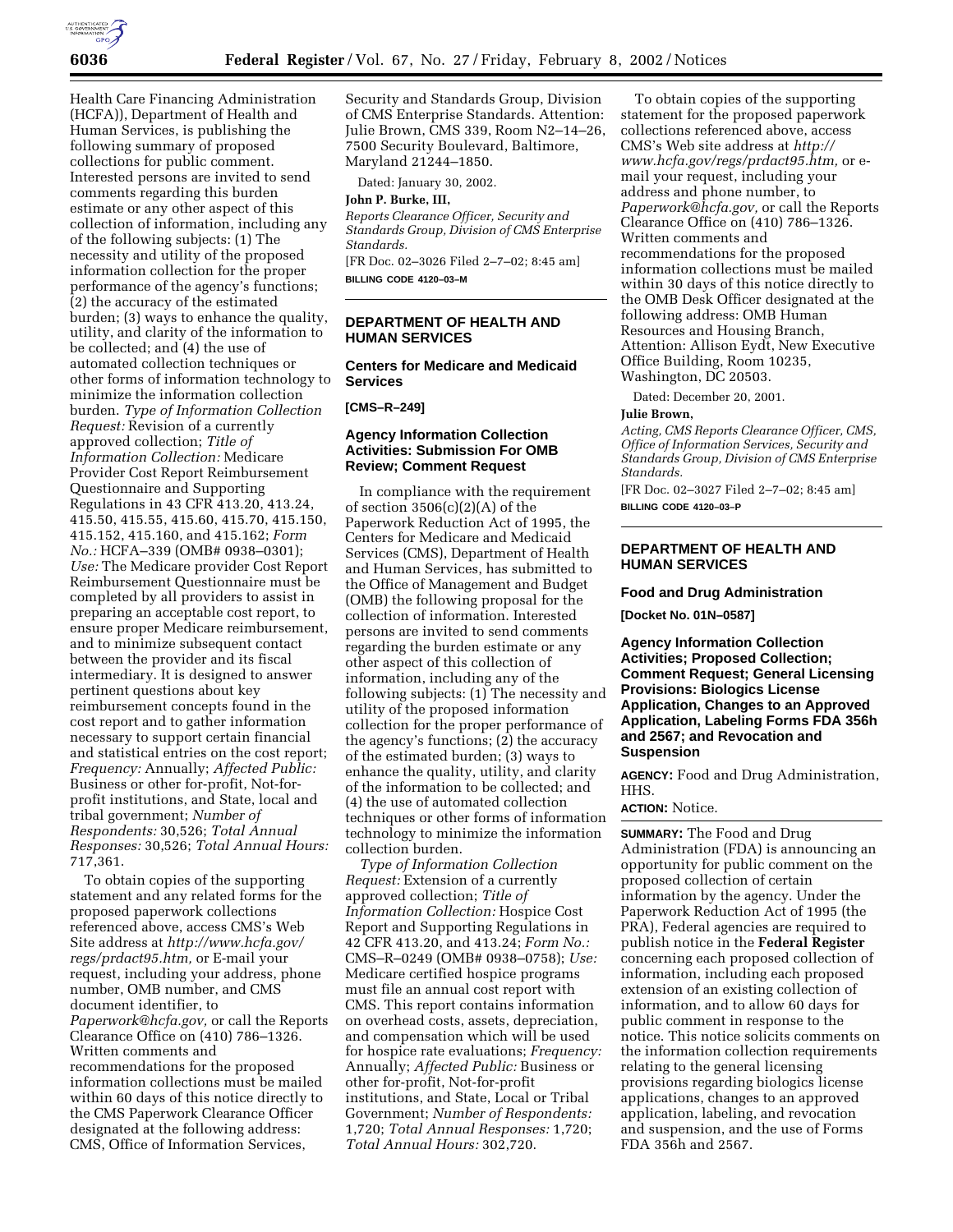Health Care Financing Administration (HCFA)), Department of Health and Human Services, is publishing the following summary of proposed collections for public comment. Interested persons are invited to send comments regarding this burden estimate or any other aspect of this collection of information, including any of the following subjects: (1) The necessity and utility of the proposed information collection for the proper performance of the agency's functions; (2) the accuracy of the estimated burden; (3) ways to enhance the quality, utility, and clarity of the information to be collected; and (4) the use of automated collection techniques or other forms of information technology to minimize the information collection burden. *Type of Information Collection Request:* Revision of a currently approved collection; *Title of Information Collection:* Medicare Provider Cost Report Reimbursement Questionnaire and Supporting Regulations in 43 CFR 413.20, 413.24, 415.50, 415.55, 415.60, 415.70, 415.150, 415.152, 415.160, and 415.162; *Form No.:* HCFA–339 (OMB# 0938–0301); *Use:* The Medicare provider Cost Report Reimbursement Questionnaire must be completed by all providers to assist in preparing an acceptable cost report, to ensure proper Medicare reimbursement, and to minimize subsequent contact between the provider and its fiscal intermediary. It is designed to answer pertinent questions about key reimbursement concepts found in the cost report and to gather information necessary to support certain financial and statistical entries on the cost report; *Frequency:* Annually; *Affected Public:* Business or other for-profit, Not-for-profit institutions, and State, local and tribal government; *Number of Respondents:* 30,526; *Total Annual Responses:* 30,526; *Total Annual Hours:* 717,361.

To obtain copies of the supporting statement and any related forms for the proposed paperwork collections referenced above, access CMS's Web Site address at *http://www.hcfa.gov/regs/prdact95.htm,* or E-mail your request, including your address, phone number, OMB number, and CMS document identifier, to *Paperwork@hcfa.gov,* or call the Reports Clearance Office on (410) 786–1326. Written comments and recommendations for the proposed information collections must be mailed within 60 days of this notice directly to the CMS Paperwork Clearance Officer designated at the following address: CMS, Office of Information Services, Security and Standards Group, Division of CMS Enterprise Standards. Attention: Julie Brown, CMS 339, Room N2–14–26, 7500 Security Boulevard, Baltimore, Maryland 21244–1850.

Dated: January 30, 2002.

**John P. Burke, III,**

*Reports Clearance Officer, Security and Standards Group, Division of CMS Enterprise Standards.*

[FR Doc. 02–3026 Filed 2–7–02; 8:45 am]

**BILLING CODE 4120–03–M**

## DEPARTMENT OF HEALTH AND HUMAN SERVICES

### Centers for Medicare and Medicaid Services

**[CMS–R–249]**

### Agency Information Collection Activities: Submission For OMB Review; Comment Request

In compliance with the requirement of section 3506(c)(2)(A) of the Paperwork Reduction Act of 1995, the Centers for Medicare and Medicaid Services (CMS), Department of Health and Human Services, has submitted to the Office of Management and Budget (OMB) the following proposal for the collection of information. Interested persons are invited to send comments regarding the burden estimate or any other aspect of this collection of information, including any of the following subjects: (1) The necessity and utility of the proposed information collection for the proper performance of the agency's functions; (2) the accuracy of the estimated burden; (3) ways to enhance the quality, utility, and clarity of the information to be collected; and (4) the use of automated collection techniques or other forms of information technology to minimize the information collection burden.

*Type of Information Collection Request:* Extension of a currently approved collection; *Title of Information Collection:* Hospice Cost Report and Supporting Regulations in 42 CFR 413.20, and 413.24; *Form No.:* CMS–R–0249 (OMB# 0938–0758); *Use:* Medicare certified hospice programs must file an annual cost report with CMS. This report contains information on overhead costs, assets, depreciation, and compensation which will be used for hospice rate evaluations; *Frequency:* Annually; *Affected Public:* Business or other for-profit, Not-for-profit institutions, and State, Local or Tribal Government; *Number of Respondents:* 1,720; *Total Annual Responses:* 1,720; *Total Annual Hours:* 302,720.

To obtain copies of the supporting statement for the proposed paperwork collections referenced above, access CMS's Web site address at *http://www.hcfa.gov/regs/prdact95.htm,* or e-mail your request, including your address and phone number, to *Paperwork@hcfa.gov,* or call the Reports Clearance Office on (410) 786–1326. Written comments and recommendations for the proposed information collections must be mailed within 30 days of this notice directly to the OMB Desk Officer designated at the following address: OMB Human Resources and Housing Branch, Attention: Allison Eydt, New Executive Office Building, Room 10235, Washington, DC 20503.

Dated: December 20, 2001.

**Julie Brown,**

*Acting, CMS Reports Clearance Officer, CMS, Office of Information Services, Security and Standards Group, Division of CMS Enterprise Standards.*

[FR Doc. 02–3027 Filed 2–7–02; 8:45 am]

**BILLING CODE 4120–03–P**

## DEPARTMENT OF HEALTH AND HUMAN SERVICES

### Food and Drug Administration

**[Docket No. 01N–0587]**

### Agency Information Collection Activities; Proposed Collection; Comment Request; General Licensing Provisions: Biologics License Application, Changes to an Approved Application, Labeling Forms FDA 356h and 2567; and Revocation and Suspension

**AGENCY:** Food and Drug Administration, HHS.

**ACTION:** Notice.

**SUMMARY:** The Food and Drug Administration (FDA) is announcing an opportunity for public comment on the proposed collection of certain information by the agency. Under the Paperwork Reduction Act of 1995 (the PRA), Federal agencies are required to publish notice in the **Federal Register** concerning each proposed collection of information, including each proposed extension of an existing collection of information, and to allow 60 days for public comment in response to the notice. This notice solicits comments on the information collection requirements relating to the general licensing provisions regarding biologics license applications, changes to an approved application, labeling, and revocation and suspension, and the use of Forms FDA 356h and 2567.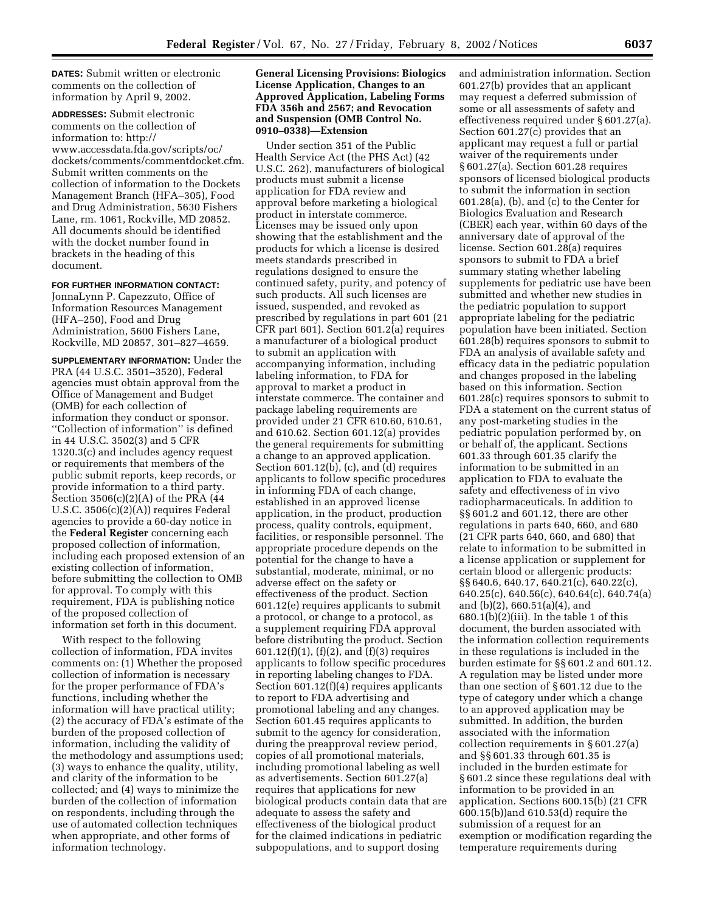**DATES:** Submit written or electronic comments on the collection of information by April 9, 2002.

**ADDRESSES:** Submit electronic comments on the collection of information to: http://www.accessdata.fda.gov/scripts/oc/dockets/comments/commentdocket.cfm. Submit written comments on the collection of information to the Dockets Management Branch (HFA–305), Food and Drug Administration, 5630 Fishers Lane, rm. 1061, Rockville, MD 20852. All documents should be identified with the docket number found in brackets in the heading of this document.

**FOR FURTHER INFORMATION CONTACT:** JonnaLynn P. Capezzuto, Office of Information Resources Management (HFA–250), Food and Drug Administration, 5600 Fishers Lane, Rockville, MD 20857, 301–827–4659.

**SUPPLEMENTARY INFORMATION:** Under the PRA (44 U.S.C. 3501–3520), Federal agencies must obtain approval from the Office of Management and Budget (OMB) for each collection of information they conduct or sponsor. ''Collection of information'' is defined in 44 U.S.C. 3502(3) and 5 CFR 1320.3(c) and includes agency request or requirements that members of the public submit reports, keep records, or provide information to a third party. Section 3506(c)(2)(A) of the PRA (44 U.S.C. 3506(c)(2)(A)) requires Federal agencies to provide a 60-day notice in the **Federal Register** concerning each proposed collection of information, including each proposed extension of an existing collection of information, before submitting the collection to OMB for approval. To comply with this requirement, FDA is publishing notice of the proposed collection of information set forth in this document.

With respect to the following collection of information, FDA invites comments on: (1) Whether the proposed collection of information is necessary for the proper performance of FDA's functions, including whether the information will have practical utility; (2) the accuracy of FDA's estimate of the burden of the proposed collection of information, including the validity of the methodology and assumptions used; (3) ways to enhance the quality, utility, and clarity of the information to be collected; and (4) ways to minimize the burden of the collection of information on respondents, including through the use of automated collection techniques when appropriate, and other forms of information technology.

**General Licensing Provisions: Biologics License Application, Changes to an Approved Application, Labeling Forms FDA 356h and 2567; and Revocation and Suspension (OMB Control No. 0910–0338)—Extension**

Under section 351 of the Public Health Service Act (the PHS Act) (42 U.S.C. 262), manufacturers of biological products must submit a license application for FDA review and approval before marketing a biological product in interstate commerce. Licenses may be issued only upon showing that the establishment and the products for which a license is desired meets standards prescribed in regulations designed to ensure the continued safety, purity, and potency of such products. All such licenses are issued, suspended, and revoked as prescribed by regulations in part 601 (21 CFR part 601). Section 601.2(a) requires a manufacturer of a biological product to submit an application with accompanying information, including labeling information, to FDA for approval to market a product in interstate commerce. The container and package labeling requirements are provided under 21 CFR 610.60, 610.61, and 610.62. Section 601.12(a) provides the general requirements for submitting a change to an approved application. Section 601.12(b), (c), and (d) requires applicants to follow specific procedures in informing FDA of each change, established in an approved license application, in the product, production process, quality controls, equipment, facilities, or responsible personnel. The appropriate procedure depends on the potential for the change to have a substantial, moderate, minimal, or no adverse effect on the safety or effectiveness of the product. Section 601.12(e) requires applicants to submit a protocol, or change to a protocol, as a supplement requiring FDA approval before distributing the product. Section 601.12(f)(1), (f)(2), and (f)(3) requires applicants to follow specific procedures in reporting labeling changes to FDA. Section 601.12(f)(4) requires applicants to report to FDA advertising and promotional labeling and any changes. Section 601.45 requires applicants to submit to the agency for consideration, during the preapproval review period, copies of all promotional materials, including promotional labeling as well as advertisements. Section 601.27(a) requires that applications for new biological products contain data that are adequate to assess the safety and effectiveness of the biological product for the claimed indications in pediatric subpopulations, and to support dosing and administration information. Section 601.27(b) provides that an applicant may request a deferred submission of some or all assessments of safety and effectiveness required under § 601.27(a). Section 601.27(c) provides that an applicant may request a full or partial waiver of the requirements under § 601.27(a). Section 601.28 requires sponsors of licensed biological products to submit the information in section 601.28(a), (b), and (c) to the Center for Biologics Evaluation and Research (CBER) each year, within 60 days of the anniversary date of approval of the license. Section 601.28(a) requires sponsors to submit to FDA a brief summary stating whether labeling supplements for pediatric use have been submitted and whether new studies in the pediatric population to support appropriate labeling for the pediatric population have been initiated. Section 601.28(b) requires sponsors to submit to FDA an analysis of available safety and efficacy data in the pediatric population and changes proposed in the labeling based on this information. Section 601.28(c) requires sponsors to submit to FDA a statement on the current status of any post-marketing studies in the pediatric population performed by, on or behalf of, the applicant. Sections 601.33 through 601.35 clarify the information to be submitted in an application to FDA to evaluate the safety and effectiveness of in vivo radiopharmaceuticals. In addition to §§ 601.2 and 601.12, there are other regulations in parts 640, 660, and 680 (21 CFR parts 640, 660, and 680) that relate to information to be submitted in a license application or supplement for certain blood or allergenic products: §§ 640.6, 640.17, 640.21(c), 640.22(c), 640.25(c), 640.56(c), 640.64(c), 640.74(a) and (b)(2), 660.51(a)(4), and 680.1(b)(2)(iii). In the table 1 of this document, the burden associated with the information collection requirements in these regulations is included in the burden estimate for §§ 601.2 and 601.12. A regulation may be listed under more than one section of § 601.12 due to the type of category under which a change to an approved application may be submitted. In addition, the burden associated with the information collection requirements in § 601.27(a) and §§ 601.33 through 601.35 is included in the burden estimate for § 601.2 since these regulations deal with information to be provided in an application. Sections 600.15(b) (21 CFR 600.15(b))and 610.53(d) require the submission of a request for an exemption or modification regarding the temperature requirements during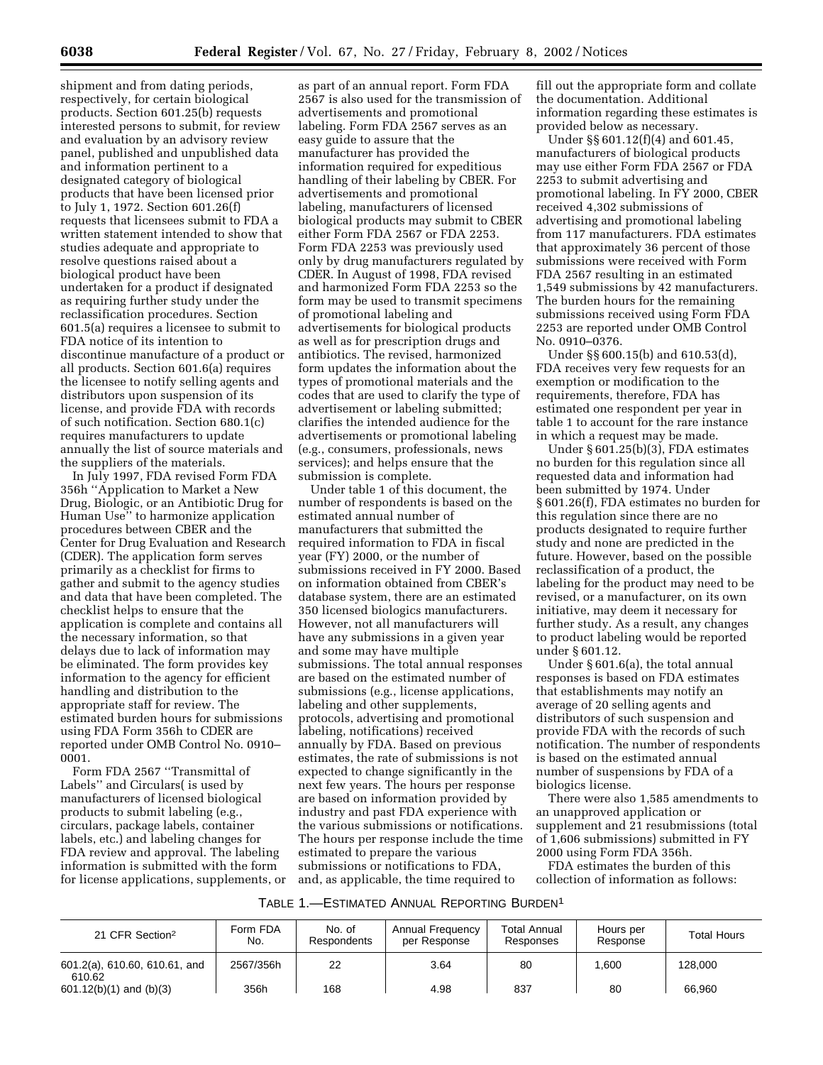shipment and from dating periods, respectively, for certain biological products. Section 601.25(b) requests interested persons to submit, for review and evaluation by an advisory review panel, published and unpublished data and information pertinent to a designated category of biological products that have been licensed prior to July 1, 1972. Section 601.26(f) requests that licensees submit to FDA a written statement intended to show that studies adequate and appropriate to resolve questions raised about a biological product have been undertaken for a product if designated as requiring further study under the reclassification procedures. Section 601.5(a) requires a licensee to submit to FDA notice of its intention to discontinue manufacture of a product or all products. Section 601.6(a) requires the licensee to notify selling agents and distributors upon suspension of its license, and provide FDA with records of such notification. Section 680.1(c) requires manufacturers to update annually the list of source materials and the suppliers of the materials.

In July 1997, FDA revised Form FDA 356h ''Application to Market a New Drug, Biologic, or an Antibiotic Drug for Human Use'' to harmonize application procedures between CBER and the Center for Drug Evaluation and Research (CDER). The application form serves primarily as a checklist for firms to gather and submit to the agency studies and data that have been completed. The checklist helps to ensure that the application is complete and contains all the necessary information, so that delays due to lack of information may be eliminated. The form provides key information to the agency for efficient handling and distribution to the appropriate staff for review. The estimated burden hours for submissions using FDA Form 356h to CDER are reported under OMB Control No. 0910–0001.

Form FDA 2567 ''Transmittal of Labels'' and Circulars( is used by manufacturers of licensed biological products to submit labeling (e.g., circulars, package labels, container labels, etc.) and labeling changes for FDA review and approval. The labeling information is submitted with the form for license applications, supplements, or as part of an annual report. Form FDA 2567 is also used for the transmission of advertisements and promotional labeling. Form FDA 2567 serves as an easy guide to assure that the manufacturer has provided the information required for expeditious handling of their labeling by CBER. For advertisements and promotional labeling, manufacturers of licensed biological products may submit to CBER either Form FDA 2567 or FDA 2253. Form FDA 2253 was previously used only by drug manufacturers regulated by CDER. In August of 1998, FDA revised and harmonized Form FDA 2253 so the form may be used to transmit specimens of promotional labeling and advertisements for biological products as well as for prescription drugs and antibiotics. The revised, harmonized form updates the information about the types of promotional materials and the codes that are used to clarify the type of advertisement or labeling submitted; clarifies the intended audience for the advertisements or promotional labeling (e.g., consumers, professionals, news services); and helps ensure that the submission is complete.

Under table 1 of this document, the number of respondents is based on the estimated annual number of manufacturers that submitted the required information to FDA in fiscal year (FY) 2000, or the number of submissions received in FY 2000. Based on information obtained from CBER's database system, there are an estimated 350 licensed biologics manufacturers. However, not all manufacturers will have any submissions in a given year and some may have multiple submissions. The total annual responses are based on the estimated number of submissions (e.g., license applications, labeling and other supplements, protocols, advertising and promotional labeling, notifications) received annually by FDA. Based on previous estimates, the rate of submissions is not expected to change significantly in the next few years. The hours per response are based on information provided by industry and past FDA experience with the various submissions or notifications. The hours per response include the time estimated to prepare the various submissions or notifications to FDA, and, as applicable, the time required to fill out the appropriate form and collate the documentation. Additional information regarding these estimates is provided below as necessary.

Under §§ 601.12(f)(4) and 601.45, manufacturers of biological products may use either Form FDA 2567 or FDA 2253 to submit advertising and promotional labeling. In FY 2000, CBER received 4,302 submissions of advertising and promotional labeling from 117 manufacturers. FDA estimates that approximately 36 percent of those submissions were received with Form FDA 2567 resulting in an estimated 1,549 submissions by 42 manufacturers. The burden hours for the remaining submissions received using Form FDA 2253 are reported under OMB Control No. 0910–0376.

Under §§ 600.15(b) and 610.53(d), FDA receives very few requests for an exemption or modification to the requirements, therefore, FDA has estimated one respondent per year in table 1 to account for the rare instance in which a request may be made.

Under § 601.25(b)(3), FDA estimates no burden for this regulation since all requested data and information had been submitted by 1974. Under § 601.26(f), FDA estimates no burden for this regulation since there are no products designated to require further study and none are predicted in the future. However, based on the possible reclassification of a product, the labeling for the product may need to be revised, or a manufacturer, on its own initiative, may deem it necessary for further study. As a result, any changes to product labeling would be reported under § 601.12.

Under § 601.6(a), the total annual responses is based on FDA estimates that establishments may notify an average of 20 selling agents and distributors of such suspension and provide FDA with the records of such notification. The number of respondents is based on the estimated annual number of suspensions by FDA of a biologics license.

There were also 1,585 amendments to an unapproved application or supplement and 21 resubmissions (total of 1,606 submissions) submitted in FY 2000 using Form FDA 356h.

FDA estimates the burden of this collection of information as follows:

TABLE 1.—ESTIMATED ANNUAL REPORTING BURDEN[1]

| 21 CFR Section[2] | Form FDA No. | No. of Respondents | Annual Frequency per Response | Total Annual Responses | Hours per Response | Total Hours |
|---|---|---|---|---|---|---|
| 601.2(a), 610.60, 610.61, and 610.62 | 2567/356h | 22 | 3.64 | 80 | 1,600 | 128,000 |
| 601.12(b)(1) and (b)(3) | 356h | 168 | 4.98 | 837 | 80 | 66,960 |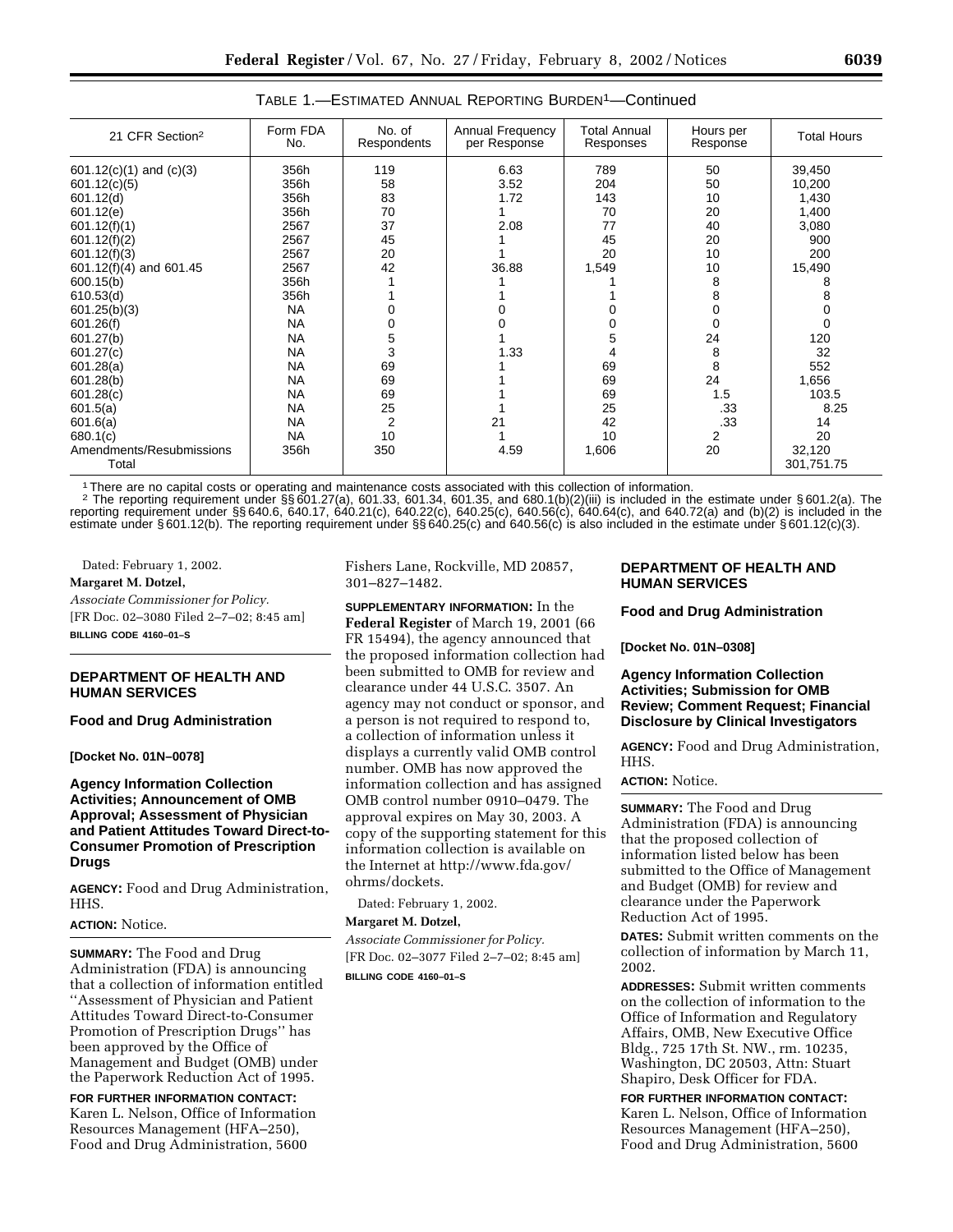TABLE 1.—ESTIMATED ANNUAL REPORTING BURDEN[1]—Continued

| 21 CFR Section[2] | Form FDA No. | No. of Respondents | Annual Frequency per Response | Total Annual Responses | Hours per Response | Total Hours |
|---|---|---|---|---|---|---|
| 601.12(c)(1) and (c)(3) | 356h | 119 | 6.63 | 789 | 50 | 39,450 |
| 601.12(c)(5) | 356h | 58 | 3.52 | 204 | 50 | 10,200 |
| 601.12(d) | 356h | 83 | 1.72 | 143 | 10 | 1,430 |
| 601.12(e) | 356h | 70 | 1 | 70 | 20 | 1,400 |
| 601.12(f)(1) | 2567 | 37 | 2.08 | 77 | 40 | 3,080 |
| 601.12(f)(2) | 2567 | 45 | 1 | 45 | 20 | 900 |
| 601.12(f)(3) | 2567 | 20 | 1 | 20 | 10 | 200 |
| 601.12(f)(4) and 601.45 | 2567 | 42 | 36.88 | 1,549 | 10 | 15,490 |
| 600.15(b) | 356h | 1 | 1 | 1 | 8 | 8 |
| 610.53(d) | 356h | 1 | 1 | 1 | 8 | 8 |
| 601.25(b)(3) | NA | 0 | 0 | 0 | 0 | 0 |
| 601.26(f) | NA | 0 | 0 | 0 | 0 | 0 |
| 601.27(b) | NA | 5 | 1 | 5 | 24 | 120 |
| 601.27(c) | NA | 3 | 1.33 | 4 | 8 | 32 |
| 601.28(a) | NA | 69 | 1 | 69 | 8 | 552 |
| 601.28(b) | NA | 69 | 1 | 69 | 24 | 1,656 |
| 601.28(c) | NA | 69 | 1 | 69 | 1.5 | 103.5 |
| 601.5(a) | NA | 25 | 1 | 25 | .33 | 8.25 |
| 601.6(a) | NA | 2 | 21 | 42 | .33 | 14 |
| 680.1(c) | NA | 10 | 1 | 10 | 2 | 20 |
| Amendments/Resubmissions | 356h | 350 | 4.59 | 1,606 | 20 | 32,120 |
| Total | | | | | | 301,751.75 |

[1] There are no capital costs or operating and maintenance costs associated with this collection of information.

[2] The reporting requirement under §§ 601.27(a), 601.33, 601.34, 601.35, and 680.1(b)(2)(iii) is included in the estimate under § 601.2(a). The reporting requirement under §§ 640.6, 640.17, 640.21(c), 640.22(c), 640.25(c), 640.56(c), 640.64(c), and 640.72(a) and (b)(2) is included in the estimate under § 601.12(b). The reporting requirement under §§ 640.25(c) and 640.56(c) is also included in the estimate under § 601.12(c)(3).

Dated: February 1, 2002.

**Margaret M. Dotzel,**

*Associate Commissioner for Policy.*

[FR Doc. 02–3080 Filed 2–7–02; 8:45 am]

**BILLING CODE 4160–01–S**

## DEPARTMENT OF HEALTH AND HUMAN SERVICES

### Food and Drug Administration

**[Docket No. 01N–0078]**

### Agency Information Collection Activities; Announcement of OMB Approval; Assessment of Physician and Patient Attitudes Toward Direct-to-Consumer Promotion of Prescription Drugs

**AGENCY:** Food and Drug Administration, HHS.

**ACTION:** Notice.

**SUMMARY:** The Food and Drug Administration (FDA) is announcing that a collection of information entitled ''Assessment of Physician and Patient Attitudes Toward Direct-to-Consumer Promotion of Prescription Drugs'' has been approved by the Office of Management and Budget (OMB) under the Paperwork Reduction Act of 1995.

**FOR FURTHER INFORMATION CONTACT:** Karen L. Nelson, Office of Information Resources Management (HFA–250), Food and Drug Administration, 5600 Fishers Lane, Rockville, MD 20857, 301–827–1482.

**SUPPLEMENTARY INFORMATION:** In the **Federal Register** of March 19, 2001 (66 FR 15494), the agency announced that the proposed information collection had been submitted to OMB for review and clearance under 44 U.S.C. 3507. An agency may not conduct or sponsor, and a person is not required to respond to, a collection of information unless it displays a currently valid OMB control number. OMB has now approved the information collection and has assigned OMB control number 0910–0479. The approval expires on May 30, 2003. A copy of the supporting statement for this information collection is available on the Internet at http://www.fda.gov/ohrms/dockets.

Dated: February 1, 2002.

**Margaret M. Dotzel,**

*Associate Commissioner for Policy.*

[FR Doc. 02–3077 Filed 2–7–02; 8:45 am]

**BILLING CODE 4160–01–S**

## DEPARTMENT OF HEALTH AND HUMAN SERVICES

### Food and Drug Administration

**[Docket No. 01N–0308]**

### Agency Information Collection Activities; Submission for OMB Review; Comment Request; Financial Disclosure by Clinical Investigators

**AGENCY:** Food and Drug Administration, HHS.

**ACTION:** Notice.

**SUMMARY:** The Food and Drug Administration (FDA) is announcing that the proposed collection of information listed below has been submitted to the Office of Management and Budget (OMB) for review and clearance under the Paperwork Reduction Act of 1995.

**DATES:** Submit written comments on the collection of information by March 11, 2002.

**ADDRESSES:** Submit written comments on the collection of information to the Office of Information and Regulatory Affairs, OMB, New Executive Office Bldg., 725 17th St. NW., rm. 10235, Washington, DC 20503, Attn: Stuart Shapiro, Desk Officer for FDA.

**FOR FURTHER INFORMATION CONTACT:** Karen L. Nelson, Office of Information Resources Management (HFA–250), Food and Drug Administration, 5600